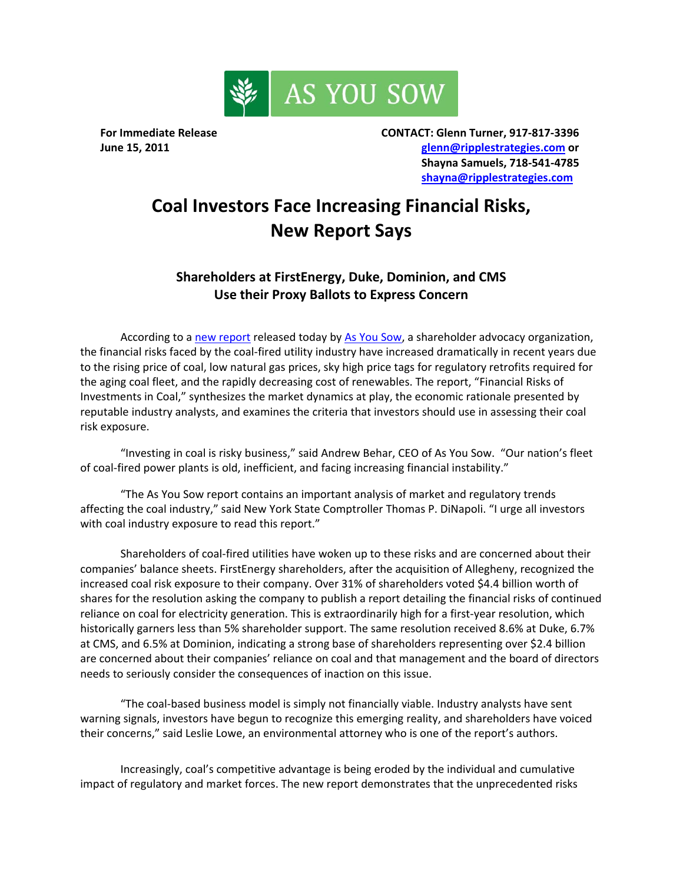AS YOU SOW

**For Immediate Release**
**June 15, 2011**

**CONTACT: Glenn Turner, 917-817-3396**
**glenn@ripplestrategies.com or**
**Shayna Samuels, 718-541-4785**
**shayna@ripplestrategies.com**

# Coal Investors Face Increasing Financial Risks, New Report Says

### Shareholders at FirstEnergy, Duke, Dominion, and CMS Use their Proxy Ballots to Express Concern

According to a new report released today by As You Sow, a shareholder advocacy organization, the financial risks faced by the coal-fired utility industry have increased dramatically in recent years due to the rising price of coal, low natural gas prices, sky high price tags for regulatory retrofits required for the aging coal fleet, and the rapidly decreasing cost of renewables. The report, "Financial Risks of Investments in Coal," synthesizes the market dynamics at play, the economic rationale presented by reputable industry analysts, and examines the criteria that investors should use in assessing their coal risk exposure.

"Investing in coal is risky business," said Andrew Behar, CEO of As You Sow. "Our nation's fleet of coal-fired power plants is old, inefficient, and facing increasing financial instability."

"The As You Sow report contains an important analysis of market and regulatory trends affecting the coal industry," said New York State Comptroller Thomas P. DiNapoli. "I urge all investors with coal industry exposure to read this report."

Shareholders of coal-fired utilities have woken up to these risks and are concerned about their companies' balance sheets. FirstEnergy shareholders, after the acquisition of Allegheny, recognized the increased coal risk exposure to their company. Over 31% of shareholders voted $4.4 billion worth of shares for the resolution asking the company to publish a report detailing the financial risks of continued reliance on coal for electricity generation. This is extraordinarily high for a first-year resolution, which historically garners less than 5% shareholder support. The same resolution received 8.6% at Duke, 6.7% at CMS, and 6.5% at Dominion, indicating a strong base of shareholders representing over $2.4 billion are concerned about their companies' reliance on coal and that management and the board of directors needs to seriously consider the consequences of inaction on this issue.

"The coal-based business model is simply not financially viable. Industry analysts have sent warning signals, investors have begun to recognize this emerging reality, and shareholders have voiced their concerns," said Leslie Lowe, an environmental attorney who is one of the report's authors.

Increasingly, coal's competitive advantage is being eroded by the individual and cumulative impact of regulatory and market forces. The new report demonstrates that the unprecedented risks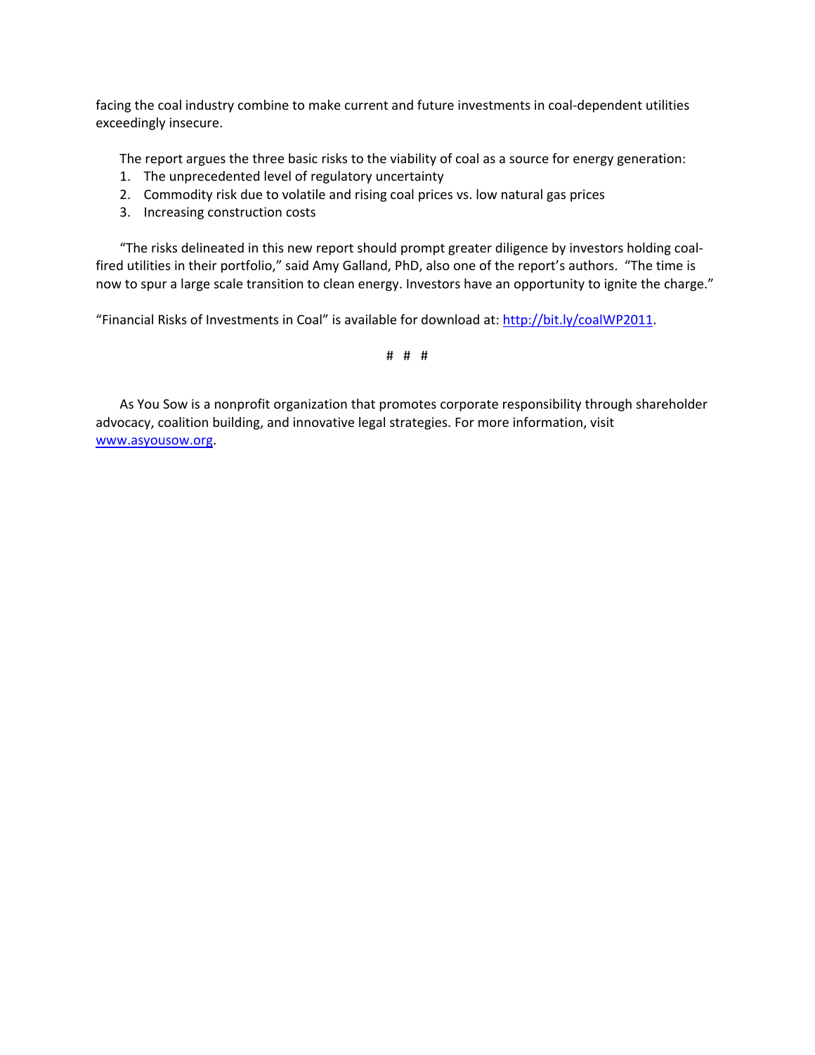facing the coal industry combine to make current and future investments in coal-dependent utilities exceedingly insecure.

The report argues the three basic risks to the viability of coal as a source for energy generation:

1. The unprecedented level of regulatory uncertainty
2. Commodity risk due to volatile and rising coal prices vs. low natural gas prices
3. Increasing construction costs

"The risks delineated in this new report should prompt greater diligence by investors holding coal-fired utilities in their portfolio," said Amy Galland, PhD, also one of the report's authors. "The time is now to spur a large scale transition to clean energy. Investors have an opportunity to ignite the charge."

"Financial Risks of Investments in Coal" is available for download at: [http://bit.ly/coalWP2011](http://bit.ly/coalWP2011).

# # #

As You Sow is a nonprofit organization that promotes corporate responsibility through shareholder advocacy, coalition building, and innovative legal strategies. For more information, visit [www.asyousow.org](http://www.asyousow.org).